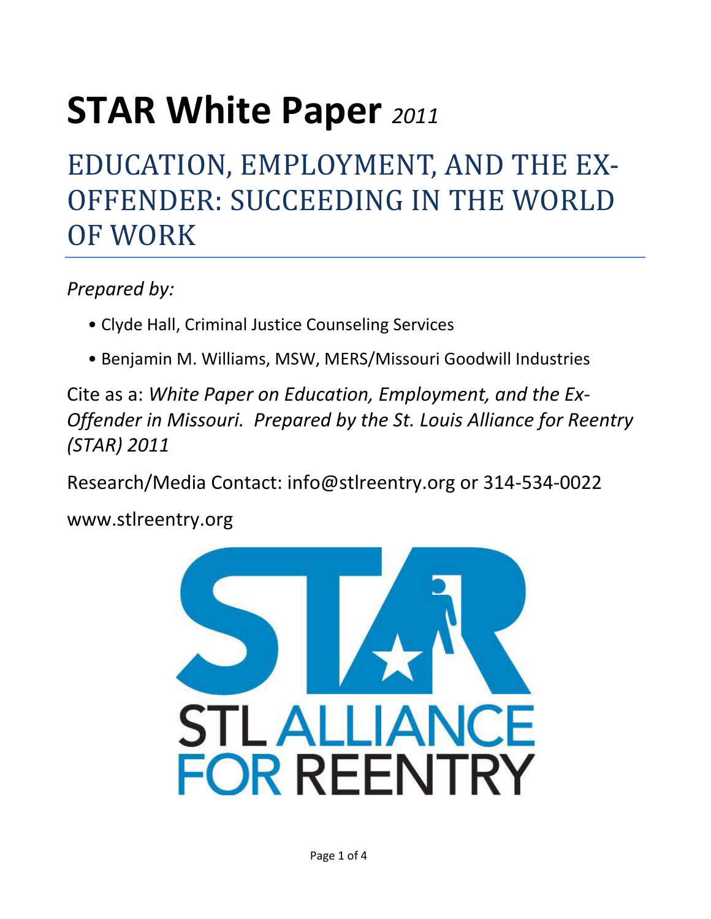# STAR White Paper *2011*

## EDUCATION, EMPLOYMENT, AND THE EX-OFFENDER: SUCCEEDING IN THE WORLD OF WORK

*Prepared by:*

- Clyde Hall, Criminal Justice Counseling Services
- Benjamin M. Williams, MSW, MERS/Missouri Goodwill Industries

Cite as a: *White Paper on Education, Employment, and the Ex-Offender in Missouri. Prepared by the St. Louis Alliance for Reentry (STAR) 2011*

Research/Media Contact: info@stlreentry.org or 314-534-0022

www.stlreentry.org

STL ALLIANCE FOR REENTRY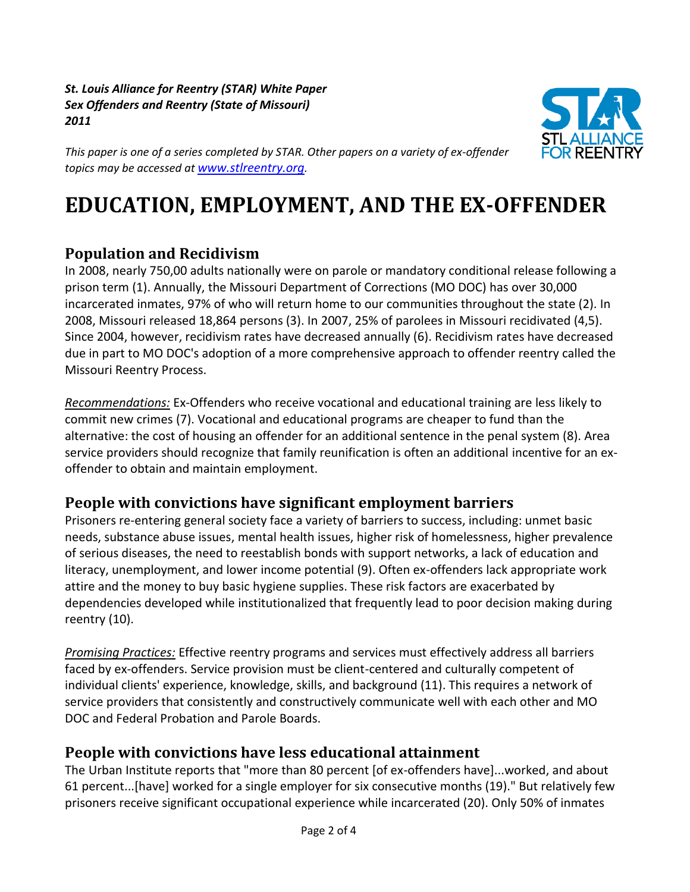*St. Louis Alliance for Reentry (STAR) White Paper*
*Sex Offenders and Reentry (State of Missouri)*
*2011*

*This paper is one of a series completed by STAR. Other papers on a variety of ex-offender topics may be accessed at [www.stlreentry.org](www.stlreentry.org).*

# EDUCATION, EMPLOYMENT, AND THE EX-OFFENDER

## Population and Recidivism

In 2008, nearly 750,00 adults nationally were on parole or mandatory conditional release following a prison term (1). Annually, the Missouri Department of Corrections (MO DOC) has over 30,000 incarcerated inmates, 97% of who will return home to our communities throughout the state (2). In 2008, Missouri released 18,864 persons (3). In 2007, 25% of parolees in Missouri recidivated (4,5). Since 2004, however, recidivism rates have decreased annually (6). Recidivism rates have decreased due in part to MO DOC's adoption of a more comprehensive approach to offender reentry called the Missouri Reentry Process.

*Recommendations:* Ex-Offenders who receive vocational and educational training are less likely to commit new crimes (7). Vocational and educational programs are cheaper to fund than the alternative: the cost of housing an offender for an additional sentence in the penal system (8). Area service providers should recognize that family reunification is often an additional incentive for an ex-offender to obtain and maintain employment.

## People with convictions have significant employment barriers

Prisoners re-entering general society face a variety of barriers to success, including: unmet basic needs, substance abuse issues, mental health issues, higher risk of homelessness, higher prevalence of serious diseases, the need to reestablish bonds with support networks, a lack of education and literacy, unemployment, and lower income potential (9). Often ex-offenders lack appropriate work attire and the money to buy basic hygiene supplies. These risk factors are exacerbated by dependencies developed while institutionalized that frequently lead to poor decision making during reentry (10).

*Promising Practices:* Effective reentry programs and services must effectively address all barriers faced by ex-offenders. Service provision must be client-centered and culturally competent of individual clients' experience, knowledge, skills, and background (11). This requires a network of service providers that consistently and constructively communicate well with each other and MO DOC and Federal Probation and Parole Boards.

## People with convictions have less educational attainment

The Urban Institute reports that "more than 80 percent [of ex-offenders have]...worked, and about 61 percent...[have] worked for a single employer for six consecutive months (19)." But relatively few prisoners receive significant occupational experience while incarcerated (20). Only 50% of inmates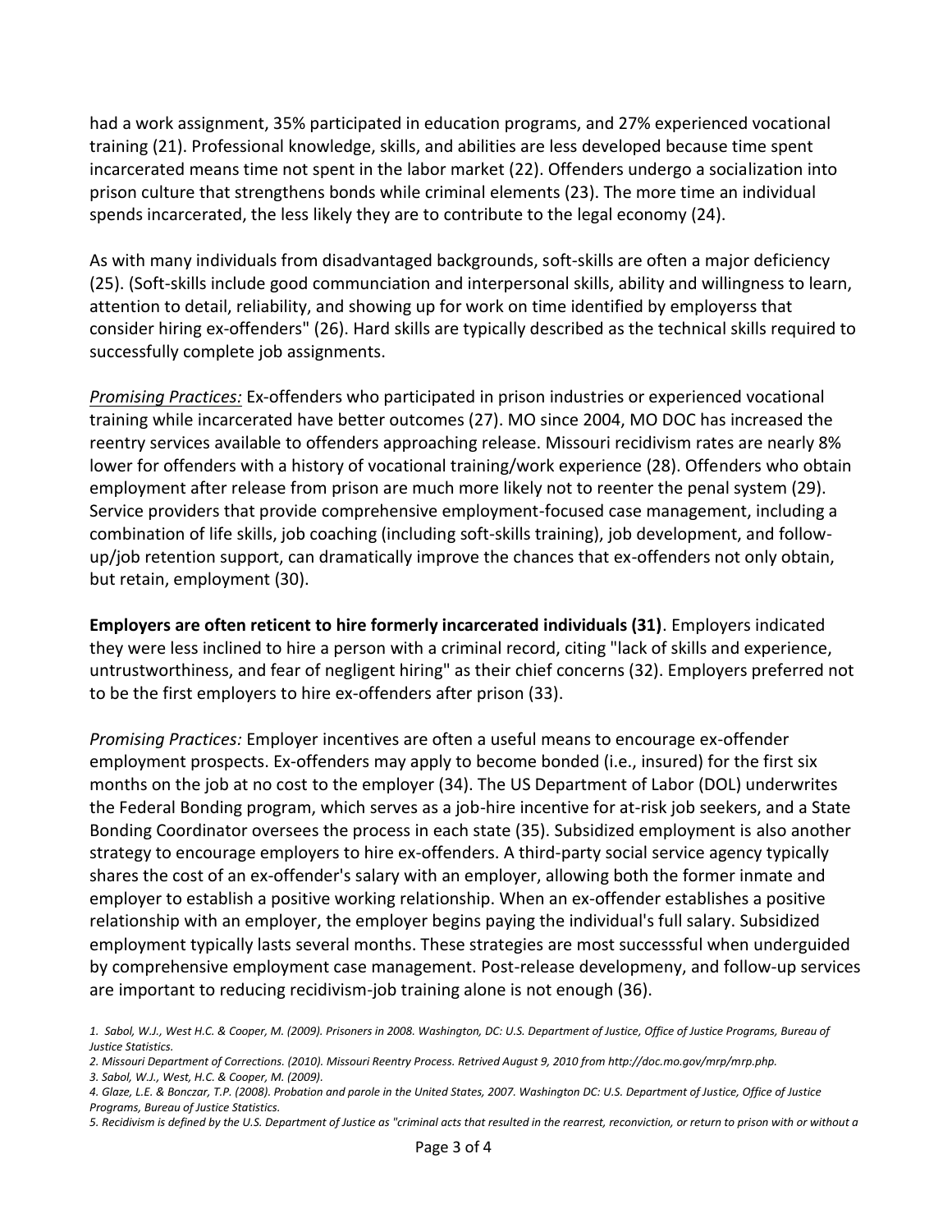had a work assignment, 35% participated in education programs, and 27% experienced vocational training (21). Professional knowledge, skills, and abilities are less developed because time spent incarcerated means time not spent in the labor market (22). Offenders undergo a socialization into prison culture that strengthens bonds while criminal elements (23). The more time an individual spends incarcerated, the less likely they are to contribute to the legal economy (24).

As with many individuals from disadvantaged backgrounds, soft-skills are often a major deficiency (25). (Soft-skills include good communciation and interpersonal skills, ability and willingness to learn, attention to detail, reliability, and showing up for work on time identified by employerss that consider hiring ex-offenders" (26). Hard skills are typically described as the technical skills required to successfully complete job assignments.

*Promising Practices:* Ex-offenders who participated in prison industries or experienced vocational training while incarcerated have better outcomes (27). MO since 2004, MO DOC has increased the reentry services available to offenders approaching release. Missouri recidivism rates are nearly 8% lower for offenders with a history of vocational training/work experience (28). Offenders who obtain employment after release from prison are much more likely not to reenter the penal system (29). Service providers that provide comprehensive employment-focused case management, including a combination of life skills, job coaching (including soft-skills training), job development, and follow-up/job retention support, can dramatically improve the chances that ex-offenders not only obtain, but retain, employment (30).

**Employers are often reticent to hire formerly incarcerated individuals (31)**. Employers indicated they were less inclined to hire a person with a criminal record, citing "lack of skills and experience, untrustworthiness, and fear of negligent hiring" as their chief concerns (32). Employers preferred not to be the first employers to hire ex-offenders after prison (33).

*Promising Practices:* Employer incentives are often a useful means to encourage ex-offender employment prospects. Ex-offenders may apply to become bonded (i.e., insured) for the first six months on the job at no cost to the employer (34). The US Department of Labor (DOL) underwrites the Federal Bonding program, which serves as a job-hire incentive for at-risk job seekers, and a State Bonding Coordinator oversees the process in each state (35). Subsidized employment is also another strategy to encourage employers to hire ex-offenders. A third-party social service agency typically shares the cost of an ex-offender's salary with an employer, allowing both the former inmate and employer to establish a positive working relationship. When an ex-offender establishes a positive relationship with an employer, the employer begins paying the individual's full salary. Subsidized employment typically lasts several months. These strategies are most successsful when underguided by comprehensive employment case management. Post-release developmeny, and follow-up services are important to reducing recidivism-job training alone is not enough (36).

*1. Sabol, W.J., West H.C. & Cooper, M. (2009). Prisoners in 2008. Washington, DC: U.S. Department of Justice, Office of Justice Programs, Bureau of Justice Statistics.*

*2. Missouri Department of Corrections. (2010). Missouri Reentry Process. Retrived August 9, 2010 from http://doc.mo.gov/mrp/mrp.php.*

*3. Sabol, W.J., West, H.C. & Cooper, M. (2009).*

*4. Glaze, L.E. & Bonczar, T.P. (2008). Probation and parole in the United States, 2007. Washington DC: U.S. Department of Justice, Office of Justice Programs, Bureau of Justice Statistics.*

*5. Recidivism is defined by the U.S. Department of Justice as "criminal acts that resulted in the rearrest, reconviction, or return to prison with or without a*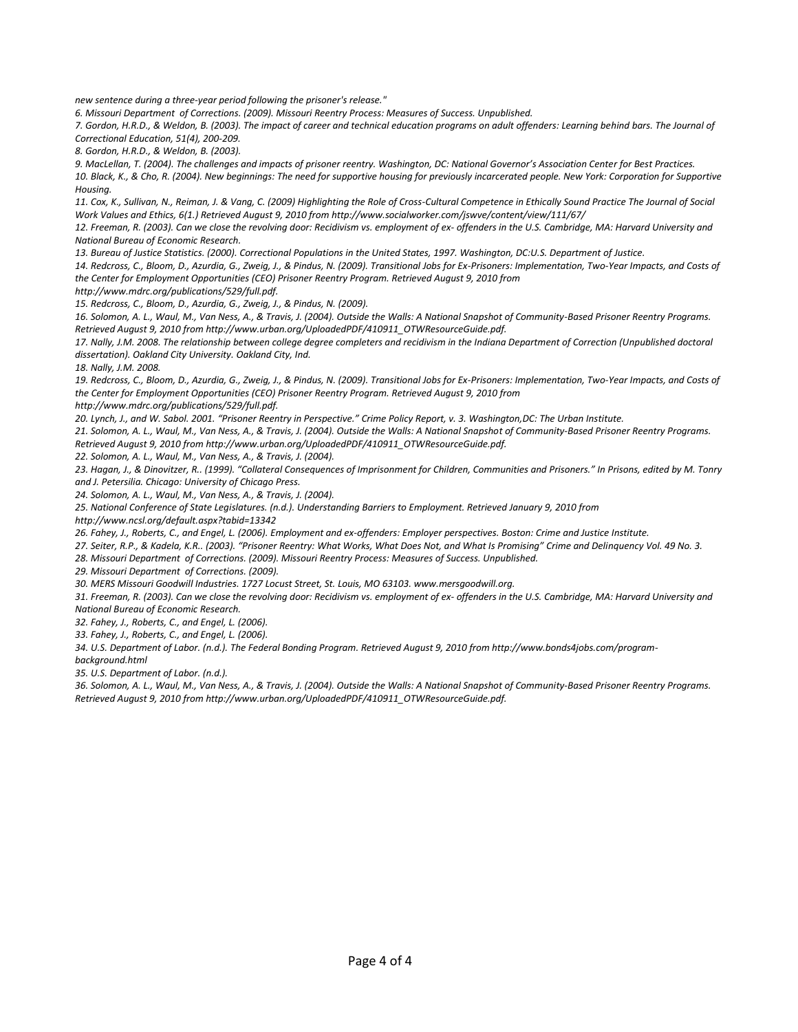*new sentence during a three-year period following the prisoner's release."*

*6. Missouri Department of Corrections. (2009). Missouri Reentry Process: Measures of Success. Unpublished.*

*7. Gordon, H.R.D., & Weldon, B. (2003). The impact of career and technical education programs on adult offenders: Learning behind bars. The Journal of Correctional Education, 51(4), 200-209.*

*8. Gordon, H.R.D., & Weldon, B. (2003).*

*9. MacLellan, T. (2004). The challenges and impacts of prisoner reentry. Washington, DC: National Governor's Association Center for Best Practices.*

*10. Black, K., & Cho, R. (2004). New beginnings: The need for supportive housing for previously incarcerated people. New York: Corporation for Supportive Housing.*

*11. Cox, K., Sullivan, N., Reiman, J. & Vang, C. (2009) Highlighting the Role of Cross-Cultural Competence in Ethically Sound Practice The Journal of Social Work Values and Ethics, 6(1.) Retrieved August 9, 2010 from http://www.socialworker.com/jswve/content/view/111/67/*

*12. Freeman, R. (2003). Can we close the revolving door: Recidivism vs. employment of ex- offenders in the U.S. Cambridge, MA: Harvard University and National Bureau of Economic Research.*

*13. Bureau of Justice Statistics. (2000). Correctional Populations in the United States, 1997. Washington, DC:U.S. Department of Justice.*

*14. Redcross, C., Bloom, D., Azurdia, G., Zweig, J., & Pindus, N. (2009). Transitional Jobs for Ex-Prisoners: Implementation, Two-Year Impacts, and Costs of the Center for Employment Opportunities (CEO) Prisoner Reentry Program. Retrieved August 9, 2010 from http://www.mdrc.org/publications/529/full.pdf.*

*15. Redcross, C., Bloom, D., Azurdia, G., Zweig, J., & Pindus, N. (2009).*

*16. Solomon, A. L., Waul, M., Van Ness, A., & Travis, J. (2004). Outside the Walls: A National Snapshot of Community-Based Prisoner Reentry Programs. Retrieved August 9, 2010 from http://www.urban.org/UploadedPDF/410911_OTWResourceGuide.pdf.*

*17. Nally, J.M. 2008. The relationship between college degree completers and recidivism in the Indiana Department of Correction (Unpublished doctoral dissertation). Oakland City University. Oakland City, Ind.*

*18. Nally, J.M. 2008.*

*19. Redcross, C., Bloom, D., Azurdia, G., Zweig, J., & Pindus, N. (2009). Transitional Jobs for Ex-Prisoners: Implementation, Two-Year Impacts, and Costs of the Center for Employment Opportunities (CEO) Prisoner Reentry Program. Retrieved August 9, 2010 from http://www.mdrc.org/publications/529/full.pdf.*

*20. Lynch, J., and W. Sabol. 2001. "Prisoner Reentry in Perspective." Crime Policy Report, v. 3. Washington,DC: The Urban Institute.*

*21. Solomon, A. L., Waul, M., Van Ness, A., & Travis, J. (2004). Outside the Walls: A National Snapshot of Community-Based Prisoner Reentry Programs. Retrieved August 9, 2010 from http://www.urban.org/UploadedPDF/410911_OTWResourceGuide.pdf.*

*22. Solomon, A. L., Waul, M., Van Ness, A., & Travis, J. (2004).*

*23. Hagan, J., & Dinovitzer, R.. (1999). "Collateral Consequences of Imprisonment for Children, Communities and Prisoners." In Prisons, edited by M. Tonry and J. Petersilia. Chicago: University of Chicago Press.*

*24. Solomon, A. L., Waul, M., Van Ness, A., & Travis, J. (2004).*

*25. National Conference of State Legislatures. (n.d.). Understanding Barriers to Employment. Retrieved January 9, 2010 from http://www.ncsl.org/default.aspx?tabid=13342*

*26. Fahey, J., Roberts, C., and Engel, L. (2006). Employment and ex-offenders: Employer perspectives. Boston: Crime and Justice Institute.*

*27. Seiter, R.P., & Kadela, K.R.. (2003). "Prisoner Reentry: What Works, What Does Not, and What Is Promising" Crime and Delinquency Vol. 49 No. 3.*

*28. Missouri Department of Corrections. (2009). Missouri Reentry Process: Measures of Success. Unpublished.*

*29. Missouri Department of Corrections. (2009).*

*30. MERS Missouri Goodwill Industries. 1727 Locust Street, St. Louis, MO 63103. www.mersgoodwill.org.*

*31. Freeman, R. (2003). Can we close the revolving door: Recidivism vs. employment of ex- offenders in the U.S. Cambridge, MA: Harvard University and National Bureau of Economic Research.*

*32. Fahey, J., Roberts, C., and Engel, L. (2006).*

*33. Fahey, J., Roberts, C., and Engel, L. (2006).*

*34. U.S. Department of Labor. (n.d.). The Federal Bonding Program. Retrieved August 9, 2010 from http://www.bonds4jobs.com/program-background.html*

*35. U.S. Department of Labor. (n.d.).*

*36. Solomon, A. L., Waul, M., Van Ness, A., & Travis, J. (2004). Outside the Walls: A National Snapshot of Community-Based Prisoner Reentry Programs. Retrieved August 9, 2010 from http://www.urban.org/UploadedPDF/410911_OTWResourceGuide.pdf.*